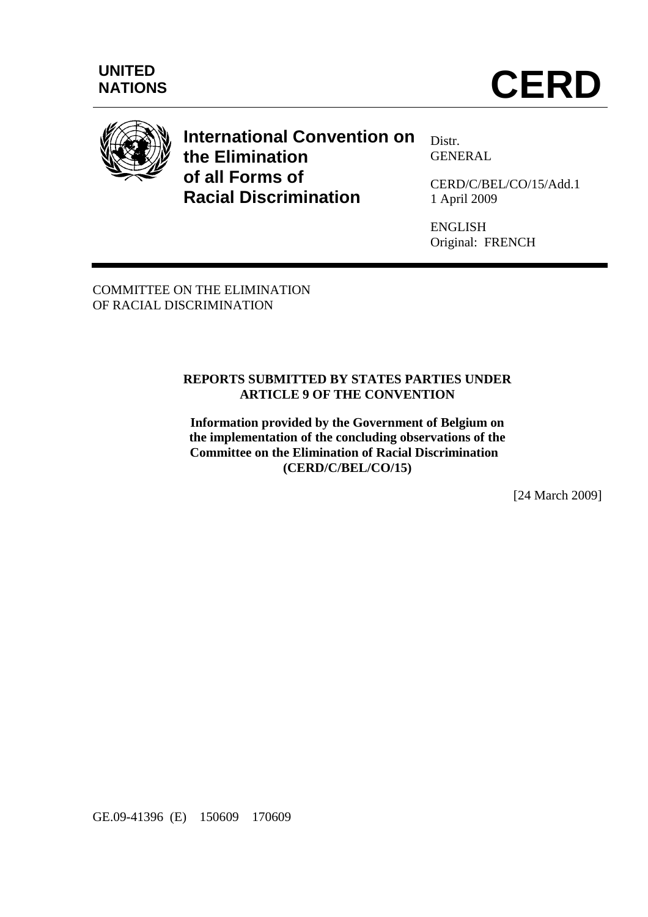UNITED NATIONS

# CERD

**International Convention on the Elimination of all Forms of Racial Discrimination**

Distr.
GENERAL

CERD/C/BEL/CO/15/Add.1
1 April 2009

ENGLISH
Original: FRENCH

COMMITTEE ON THE ELIMINATION OF RACIAL DISCRIMINATION

**REPORTS SUBMITTED BY STATES PARTIES UNDER ARTICLE 9 OF THE CONVENTION**

**Information provided by the Government of Belgium on the implementation of the concluding observations of the Committee on the Elimination of Racial Discrimination (CERD/C/BEL/CO/15)**

[24 March 2009]

GE.09-41396 (E) 150609 170609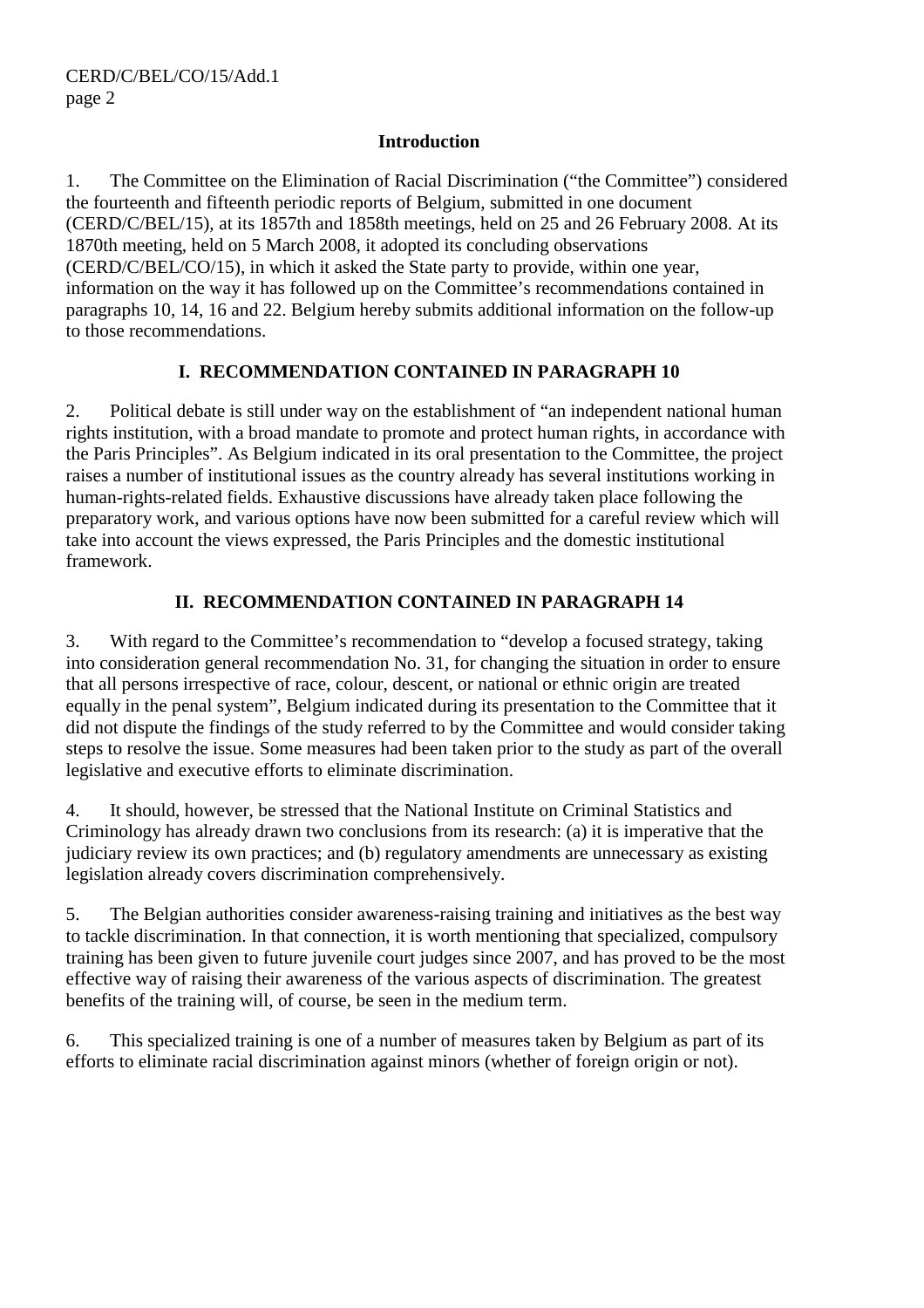## Introduction

1. The Committee on the Elimination of Racial Discrimination ("the Committee") considered the fourteenth and fifteenth periodic reports of Belgium, submitted in one document (CERD/C/BEL/15), at its 1857th and 1858th meetings, held on 25 and 26 February 2008. At its 1870th meeting, held on 5 March 2008, it adopted its concluding observations (CERD/C/BEL/CO/15), in which it asked the State party to provide, within one year, information on the way it has followed up on the Committee's recommendations contained in paragraphs 10, 14, 16 and 22. Belgium hereby submits additional information on the follow-up to those recommendations.

## I. RECOMMENDATION CONTAINED IN PARAGRAPH 10

2. Political debate is still under way on the establishment of "an independent national human rights institution, with a broad mandate to promote and protect human rights, in accordance with the Paris Principles". As Belgium indicated in its oral presentation to the Committee, the project raises a number of institutional issues as the country already has several institutions working in human-rights-related fields. Exhaustive discussions have already taken place following the preparatory work, and various options have now been submitted for a careful review which will take into account the views expressed, the Paris Principles and the domestic institutional framework.

## II. RECOMMENDATION CONTAINED IN PARAGRAPH 14

3. With regard to the Committee's recommendation to "develop a focused strategy, taking into consideration general recommendation No. 31, for changing the situation in order to ensure that all persons irrespective of race, colour, descent, or national or ethnic origin are treated equally in the penal system", Belgium indicated during its presentation to the Committee that it did not dispute the findings of the study referred to by the Committee and would consider taking steps to resolve the issue. Some measures had been taken prior to the study as part of the overall legislative and executive efforts to eliminate discrimination.

4. It should, however, be stressed that the National Institute on Criminal Statistics and Criminology has already drawn two conclusions from its research: (a) it is imperative that the judiciary review its own practices; and (b) regulatory amendments are unnecessary as existing legislation already covers discrimination comprehensively.

5. The Belgian authorities consider awareness-raising training and initiatives as the best way to tackle discrimination. In that connection, it is worth mentioning that specialized, compulsory training has been given to future juvenile court judges since 2007, and has proved to be the most effective way of raising their awareness of the various aspects of discrimination. The greatest benefits of the training will, of course, be seen in the medium term.

6. This specialized training is one of a number of measures taken by Belgium as part of its efforts to eliminate racial discrimination against minors (whether of foreign origin or not).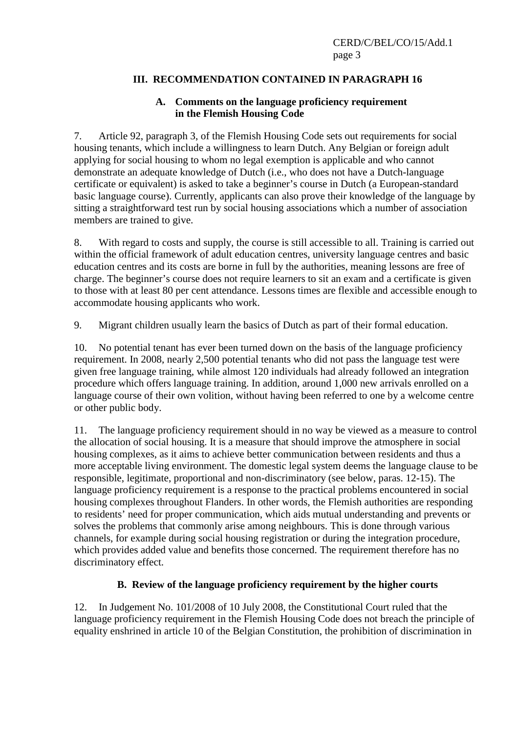## III. RECOMMENDATION CONTAINED IN PARAGRAPH 16

### A. Comments on the language proficiency requirement in the Flemish Housing Code

7. Article 92, paragraph 3, of the Flemish Housing Code sets out requirements for social housing tenants, which include a willingness to learn Dutch. Any Belgian or foreign adult applying for social housing to whom no legal exemption is applicable and who cannot demonstrate an adequate knowledge of Dutch (i.e., who does not have a Dutch-language certificate or equivalent) is asked to take a beginner's course in Dutch (a European-standard basic language course). Currently, applicants can also prove their knowledge of the language by sitting a straightforward test run by social housing associations which a number of association members are trained to give.

8. With regard to costs and supply, the course is still accessible to all. Training is carried out within the official framework of adult education centres, university language centres and basic education centres and its costs are borne in full by the authorities, meaning lessons are free of charge. The beginner's course does not require learners to sit an exam and a certificate is given to those with at least 80 per cent attendance. Lessons times are flexible and accessible enough to accommodate housing applicants who work.

9. Migrant children usually learn the basics of Dutch as part of their formal education.

10. No potential tenant has ever been turned down on the basis of the language proficiency requirement. In 2008, nearly 2,500 potential tenants who did not pass the language test were given free language training, while almost 120 individuals had already followed an integration procedure which offers language training. In addition, around 1,000 new arrivals enrolled on a language course of their own volition, without having been referred to one by a welcome centre or other public body.

11. The language proficiency requirement should in no way be viewed as a measure to control the allocation of social housing. It is a measure that should improve the atmosphere in social housing complexes, as it aims to achieve better communication between residents and thus a more acceptable living environment. The domestic legal system deems the language clause to be responsible, legitimate, proportional and non-discriminatory (see below, paras. 12-15). The language proficiency requirement is a response to the practical problems encountered in social housing complexes throughout Flanders. In other words, the Flemish authorities are responding to residents' need for proper communication, which aids mutual understanding and prevents or solves the problems that commonly arise among neighbours. This is done through various channels, for example during social housing registration or during the integration procedure, which provides added value and benefits those concerned. The requirement therefore has no discriminatory effect.

### B. Review of the language proficiency requirement by the higher courts

12. In Judgement No. 101/2008 of 10 July 2008, the Constitutional Court ruled that the language proficiency requirement in the Flemish Housing Code does not breach the principle of equality enshrined in article 10 of the Belgian Constitution, the prohibition of discrimination in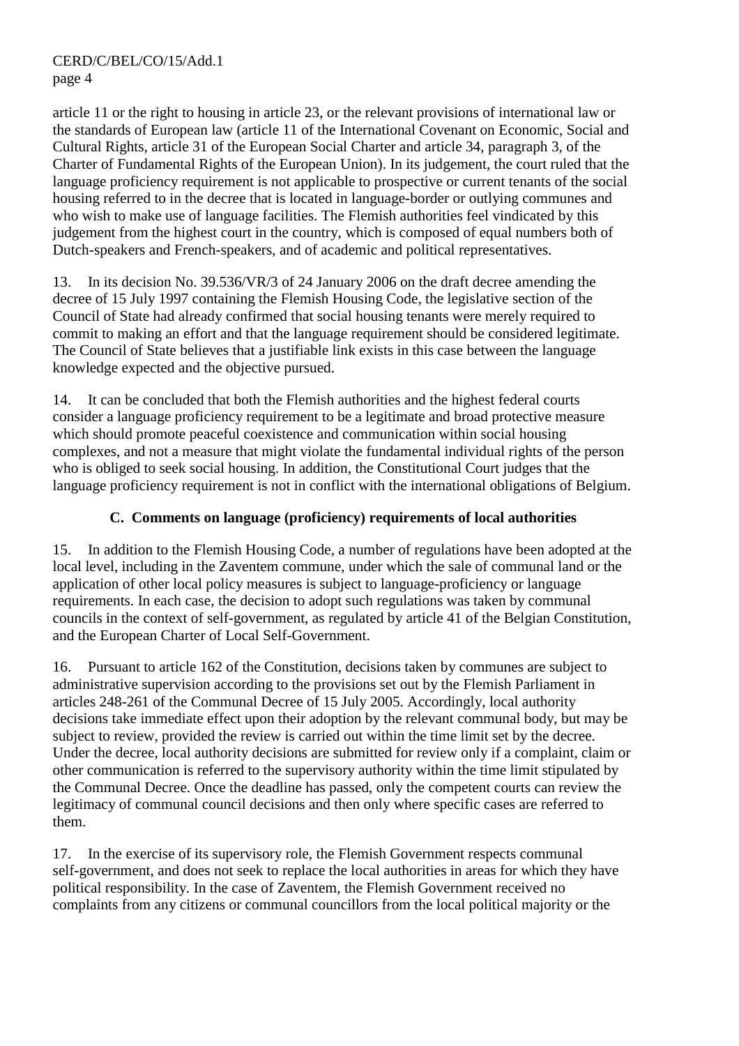article 11 or the right to housing in article 23, or the relevant provisions of international law or the standards of European law (article 11 of the International Covenant on Economic, Social and Cultural Rights, article 31 of the European Social Charter and article 34, paragraph 3, of the Charter of Fundamental Rights of the European Union). In its judgement, the court ruled that the language proficiency requirement is not applicable to prospective or current tenants of the social housing referred to in the decree that is located in language-border or outlying communes and who wish to make use of language facilities. The Flemish authorities feel vindicated by this judgement from the highest court in the country, which is composed of equal numbers both of Dutch-speakers and French-speakers, and of academic and political representatives.

13. In its decision No. 39.536/VR/3 of 24 January 2006 on the draft decree amending the decree of 15 July 1997 containing the Flemish Housing Code, the legislative section of the Council of State had already confirmed that social housing tenants were merely required to commit to making an effort and that the language requirement should be considered legitimate. The Council of State believes that a justifiable link exists in this case between the language knowledge expected and the objective pursued.

14. It can be concluded that both the Flemish authorities and the highest federal courts consider a language proficiency requirement to be a legitimate and broad protective measure which should promote peaceful coexistence and communication within social housing complexes, and not a measure that might violate the fundamental individual rights of the person who is obliged to seek social housing. In addition, the Constitutional Court judges that the language proficiency requirement is not in conflict with the international obligations of Belgium.

### C. Comments on language (proficiency) requirements of local authorities

15. In addition to the Flemish Housing Code, a number of regulations have been adopted at the local level, including in the Zaventem commune, under which the sale of communal land or the application of other local policy measures is subject to language-proficiency or language requirements. In each case, the decision to adopt such regulations was taken by communal councils in the context of self-government, as regulated by article 41 of the Belgian Constitution, and the European Charter of Local Self-Government.

16. Pursuant to article 162 of the Constitution, decisions taken by communes are subject to administrative supervision according to the provisions set out by the Flemish Parliament in articles 248-261 of the Communal Decree of 15 July 2005. Accordingly, local authority decisions take immediate effect upon their adoption by the relevant communal body, but may be subject to review, provided the review is carried out within the time limit set by the decree. Under the decree, local authority decisions are submitted for review only if a complaint, claim or other communication is referred to the supervisory authority within the time limit stipulated by the Communal Decree. Once the deadline has passed, only the competent courts can review the legitimacy of communal council decisions and then only where specific cases are referred to them.

17. In the exercise of its supervisory role, the Flemish Government respects communal self-government, and does not seek to replace the local authorities in areas for which they have political responsibility. In the case of Zaventem, the Flemish Government received no complaints from any citizens or communal councillors from the local political majority or the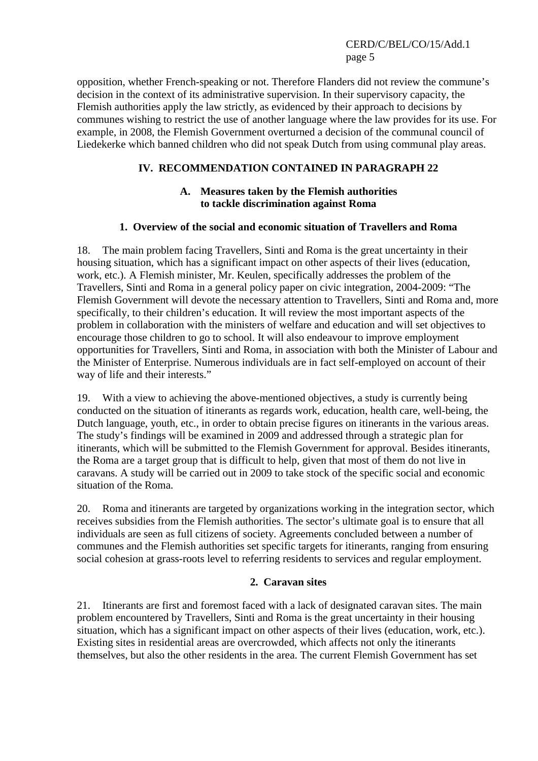opposition, whether French-speaking or not. Therefore Flanders did not review the commune's decision in the context of its administrative supervision. In their supervisory capacity, the Flemish authorities apply the law strictly, as evidenced by their approach to decisions by communes wishing to restrict the use of another language where the law provides for its use. For example, in 2008, the Flemish Government overturned a decision of the communal council of Liedekerke which banned children who did not speak Dutch from using communal play areas.

## IV. RECOMMENDATION CONTAINED IN PARAGRAPH 22

### A. Measures taken by the Flemish authorities to tackle discrimination against Roma

#### 1. Overview of the social and economic situation of Travellers and Roma

18. The main problem facing Travellers, Sinti and Roma is the great uncertainty in their housing situation, which has a significant impact on other aspects of their lives (education, work, etc.). A Flemish minister, Mr. Keulen, specifically addresses the problem of the Travellers, Sinti and Roma in a general policy paper on civic integration, 2004-2009: "The Flemish Government will devote the necessary attention to Travellers, Sinti and Roma and, more specifically, to their children's education. It will review the most important aspects of the problem in collaboration with the ministers of welfare and education and will set objectives to encourage those children to go to school. It will also endeavour to improve employment opportunities for Travellers, Sinti and Roma, in association with both the Minister of Labour and the Minister of Enterprise. Numerous individuals are in fact self-employed on account of their way of life and their interests."

19. With a view to achieving the above-mentioned objectives, a study is currently being conducted on the situation of itinerants as regards work, education, health care, well-being, the Dutch language, youth, etc., in order to obtain precise figures on itinerants in the various areas. The study's findings will be examined in 2009 and addressed through a strategic plan for itinerants, which will be submitted to the Flemish Government for approval. Besides itinerants, the Roma are a target group that is difficult to help, given that most of them do not live in caravans. A study will be carried out in 2009 to take stock of the specific social and economic situation of the Roma.

20. Roma and itinerants are targeted by organizations working in the integration sector, which receives subsidies from the Flemish authorities. The sector's ultimate goal is to ensure that all individuals are seen as full citizens of society. Agreements concluded between a number of communes and the Flemish authorities set specific targets for itinerants, ranging from ensuring social cohesion at grass-roots level to referring residents to services and regular employment.

#### 2. Caravan sites

21. Itinerants are first and foremost faced with a lack of designated caravan sites. The main problem encountered by Travellers, Sinti and Roma is the great uncertainty in their housing situation, which has a significant impact on other aspects of their lives (education, work, etc.). Existing sites in residential areas are overcrowded, which affects not only the itinerants themselves, but also the other residents in the area. The current Flemish Government has set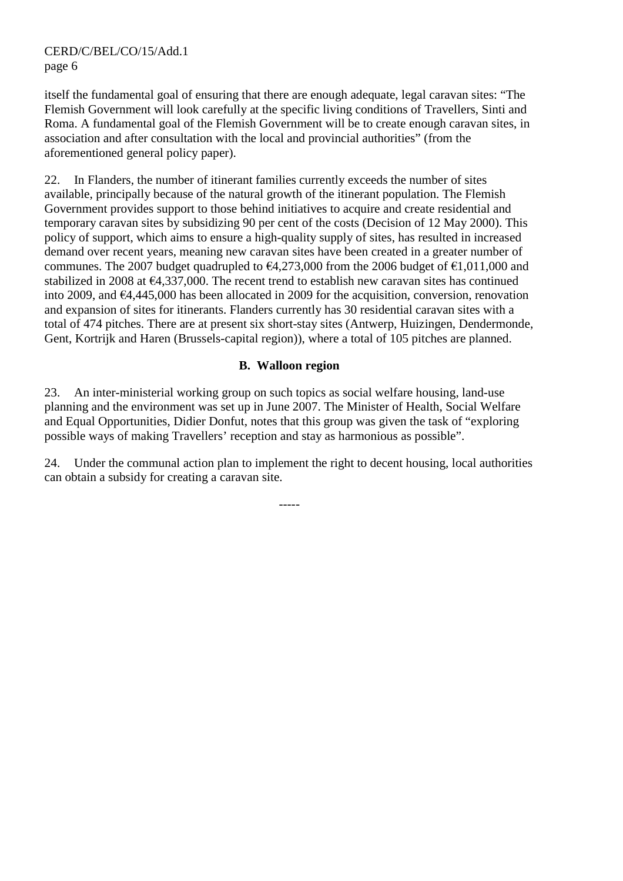itself the fundamental goal of ensuring that there are enough adequate, legal caravan sites: "The Flemish Government will look carefully at the specific living conditions of Travellers, Sinti and Roma. A fundamental goal of the Flemish Government will be to create enough caravan sites, in association and after consultation with the local and provincial authorities" (from the aforementioned general policy paper).

22. In Flanders, the number of itinerant families currently exceeds the number of sites available, principally because of the natural growth of the itinerant population. The Flemish Government provides support to those behind initiatives to acquire and create residential and temporary caravan sites by subsidizing 90 per cent of the costs (Decision of 12 May 2000). This policy of support, which aims to ensure a high-quality supply of sites, has resulted in increased demand over recent years, meaning new caravan sites have been created in a greater number of communes. The 2007 budget quadrupled to €4,273,000 from the 2006 budget of €1,011,000 and stabilized in 2008 at €4,337,000. The recent trend to establish new caravan sites has continued into 2009, and €4,445,000 has been allocated in 2009 for the acquisition, conversion, renovation and expansion of sites for itinerants. Flanders currently has 30 residential caravan sites with a total of 474 pitches. There are at present six short-stay sites (Antwerp, Huizingen, Dendermonde, Gent, Kortrijk and Haren (Brussels-capital region)), where a total of 105 pitches are planned.

### B. Walloon region

23. An inter-ministerial working group on such topics as social welfare housing, land-use planning and the environment was set up in June 2007. The Minister of Health, Social Welfare and Equal Opportunities, Didier Donfut, notes that this group was given the task of "exploring possible ways of making Travellers' reception and stay as harmonious as possible".

24. Under the communal action plan to implement the right to decent housing, local authorities can obtain a subsidy for creating a caravan site.

-----